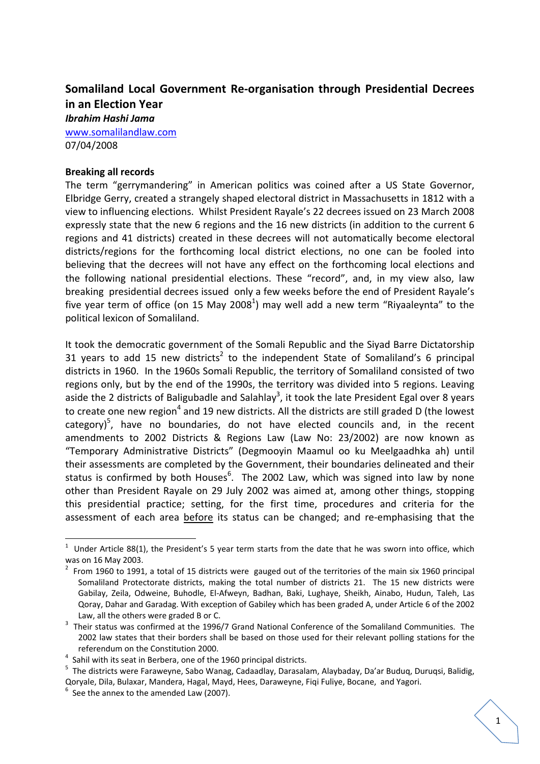## Somaliland Local Government Re-organisation through Presidential Decrees in an Election Year

***Ibrahim Hashi Jama***

www.somalilandlaw.com

07/04/2008

**Breaking all records**

The term "gerrymandering" in American politics was coined after a US State Governor, Elbridge Gerry, created a strangely shaped electoral district in Massachusetts in 1812 with a view to influencing elections. Whilst President Rayale's 22 decrees issued on 23 March 2008 expressly state that the new 6 regions and the 16 new districts (in addition to the current 6 regions and 41 districts) created in these decrees will not automatically become electoral districts/regions for the forthcoming local district elections, no one can be fooled into believing that the decrees will not have any effect on the forthcoming local elections and the following national presidential elections. These "record", and, in my view also, law breaking presidential decrees issued only a few weeks before the end of President Rayale's five year term of office (on 15 May 2008[1]) may well add a new term "Riyaaleynta" to the political lexicon of Somaliland.

It took the democratic government of the Somali Republic and the Siyad Barre Dictatorship 31 years to add 15 new districts[2] to the independent State of Somaliland's 6 principal districts in 1960. In the 1960s Somali Republic, the territory of Somaliland consisted of two regions only, but by the end of the 1990s, the territory was divided into 5 regions. Leaving aside the 2 districts of Baligubadle and Salahlay[3], it took the late President Egal over 8 years to create one new region[4] and 19 new districts. All the districts are still graded D (the lowest category)[5], have no boundaries, do not have elected councils and, in the recent amendments to 2002 Districts & Regions Law (Law No: 23/2002) are now known as "Temporary Administrative Districts" (Degmooyin Maamul oo ku Meelgaadhka ah) until their assessments are completed by the Government, their boundaries delineated and their status is confirmed by both Houses[6]. The 2002 Law, which was signed into law by none other than President Rayale on 29 July 2002 was aimed at, among other things, stopping this presidential practice; setting, for the first time, procedures and criteria for the assessment of each area <u>before</u> its status can be changed; and re-emphasising that the

---

[1] Under Article 88(1), the President's 5 year term starts from the date that he was sworn into office, which was on 16 May 2003.

[2] From 1960 to 1991, a total of 15 districts were gauged out of the territories of the main six 1960 principal Somaliland Protectorate districts, making the total number of districts 21. The 15 new districts were Gabilay, Zeila, Odweine, Buhodle, El-Afweyn, Badhan, Baki, Lughaye, Sheikh, Ainabo, Hudun, Taleh, Las Qoray, Dahar and Garadag. With exception of Gabiley which has been graded A, under Article 6 of the 2002 Law, all the others were graded B or C.

[3] Their status was confirmed at the 1996/7 Grand National Conference of the Somaliland Communities. The 2002 law states that their borders shall be based on those used for their relevant polling stations for the referendum on the Constitution 2000.

[4] Sahil with its seat in Berbera, one of the 1960 principal districts.

[5] The districts were Faraweyne, Sabo Wanag, Cadaadlay, Darasalam, Alaybaday, Da'ar Buduq, Duruqsi, Balidig, Qoryale, Dila, Bulaxar, Mandera, Hagal, Mayd, Hees, Daraweyne, Fiqi Fuliye, Bocane, and Yagori.

[6] See the annex to the amended Law (2007).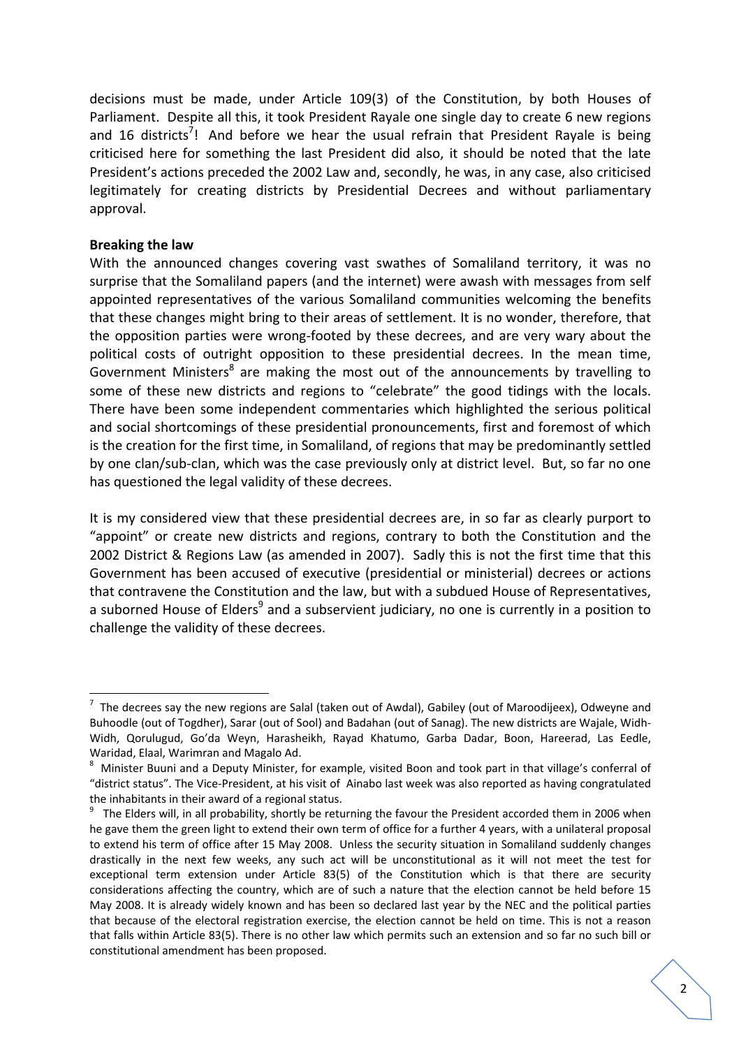decisions must be made, under Article 109(3) of the Constitution, by both Houses of Parliament. Despite all this, it took President Rayale one single day to create 6 new regions and 16 districts[7]! And before we hear the usual refrain that President Rayale is being criticised here for something the last President did also, it should be noted that the late President's actions preceded the 2002 Law and, secondly, he was, in any case, also criticised legitimately for creating districts by Presidential Decrees and without parliamentary approval.

**Breaking the law**

With the announced changes covering vast swathes of Somaliland territory, it was no surprise that the Somaliland papers (and the internet) were awash with messages from self appointed representatives of the various Somaliland communities welcoming the benefits that these changes might bring to their areas of settlement. It is no wonder, therefore, that the opposition parties were wrong-footed by these decrees, and are very wary about the political costs of outright opposition to these presidential decrees. In the mean time, Government Ministers[8] are making the most out of the announcements by travelling to some of these new districts and regions to "celebrate" the good tidings with the locals. There have been some independent commentaries which highlighted the serious political and social shortcomings of these presidential pronouncements, first and foremost of which is the creation for the first time, in Somaliland, of regions that may be predominantly settled by one clan/sub-clan, which was the case previously only at district level. But, so far no one has questioned the legal validity of these decrees.

It is my considered view that these presidential decrees are, in so far as clearly purport to "appoint" or create new districts and regions, contrary to both the Constitution and the 2002 District & Regions Law (as amended in 2007). Sadly this is not the first time that this Government has been accused of executive (presidential or ministerial) decrees or actions that contravene the Constitution and the law, but with a subdued House of Representatives, a suborned House of Elders[9] and a subservient judiciary, no one is currently in a position to challenge the validity of these decrees.

---

[7] The decrees say the new regions are Salal (taken out of Awdal), Gabiley (out of Maroodijeex), Odweyne and Buhoodle (out of Togdher), Sarar (out of Sool) and Badahan (out of Sanag). The new districts are Wajale, Widh-Widh, Qorulugud, Go'da Weyn, Harasheikh, Rayad Khatumo, Garba Dadar, Boon, Hareerad, Las Eedle, Waridad, Elaal, Warimran and Magalo Ad.

[8] Minister Buuni and a Deputy Minister, for example, visited Boon and took part in that village's conferral of "district status". The Vice-President, at his visit of Ainabo last week was also reported as having congratulated the inhabitants in their award of a regional status.

[9] The Elders will, in all probability, shortly be returning the favour the President accorded them in 2006 when he gave them the green light to extend their own term of office for a further 4 years, with a unilateral proposal to extend his term of office after 15 May 2008. Unless the security situation in Somaliland suddenly changes drastically in the next few weeks, any such act will be unconstitutional as it will not meet the test for exceptional term extension under Article 83(5) of the Constitution which is that there are security considerations affecting the country, which are of such a nature that the election cannot be held before 15 May 2008. It is already widely known and has been so declared last year by the NEC and the political parties that because of the electoral registration exercise, the election cannot be held on time. This is not a reason that falls within Article 83(5). There is no other law which permits such an extension and so far no such bill or constitutional amendment has been proposed.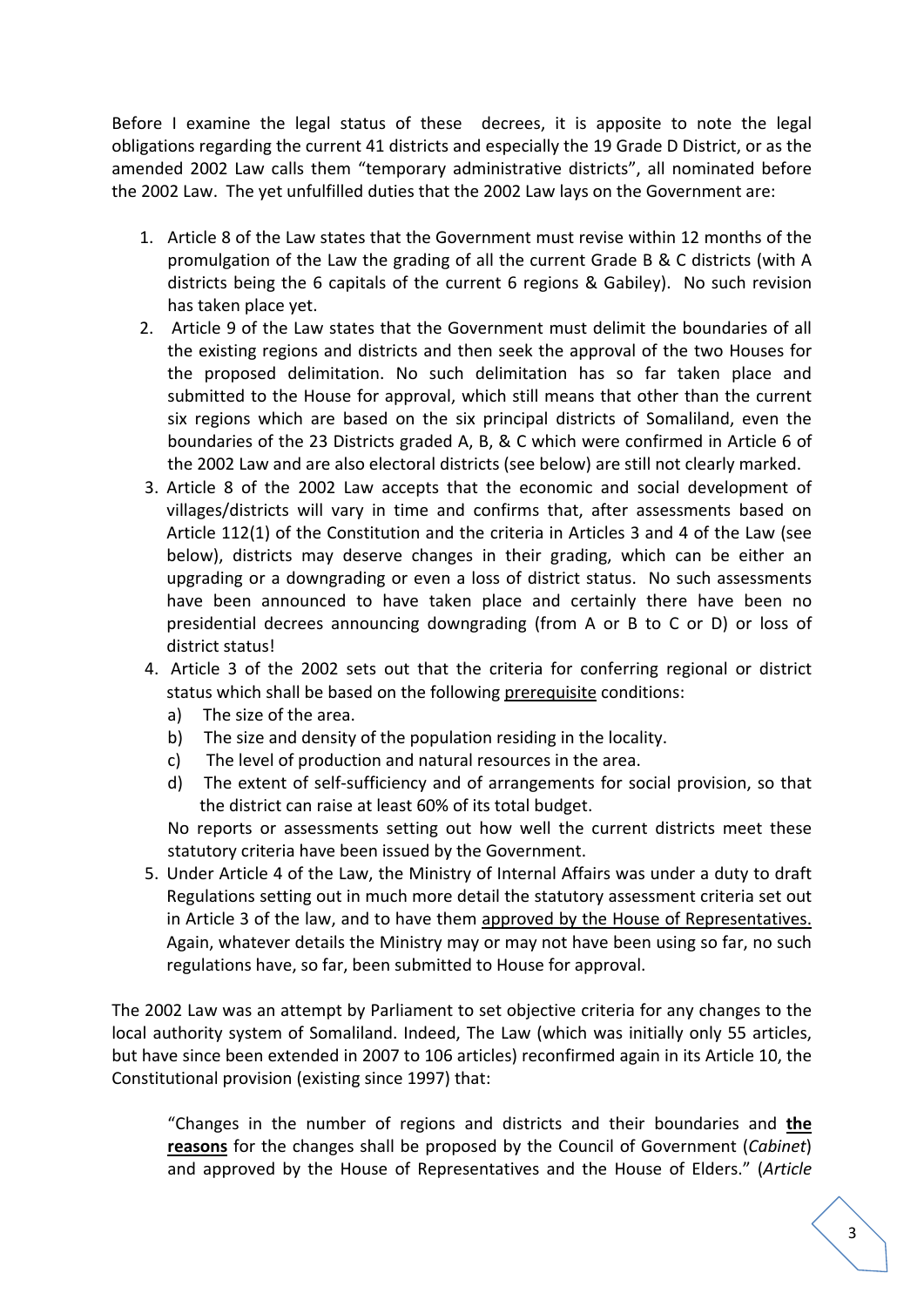Before I examine the legal status of these decrees, it is apposite to note the legal obligations regarding the current 41 districts and especially the 19 Grade D District, or as the amended 2002 Law calls them "temporary administrative districts", all nominated before the 2002 Law. The yet unfulfilled duties that the 2002 Law lays on the Government are:

1. Article 8 of the Law states that the Government must revise within 12 months of the promulgation of the Law the grading of all the current Grade B & C districts (with A districts being the 6 capitals of the current 6 regions & Gabiley). No such revision has taken place yet.
2. Article 9 of the Law states that the Government must delimit the boundaries of all the existing regions and districts and then seek the approval of the two Houses for the proposed delimitation. No such delimitation has so far taken place and submitted to the House for approval, which still means that other than the current six regions which are based on the six principal districts of Somaliland, even the boundaries of the 23 Districts graded A, B, & C which were confirmed in Article 6 of the 2002 Law and are also electoral districts (see below) are still not clearly marked.
3. Article 8 of the 2002 Law accepts that the economic and social development of villages/districts will vary in time and confirms that, after assessments based on Article 112(1) of the Constitution and the criteria in Articles 3 and 4 of the Law (see below), districts may deserve changes in their grading, which can be either an upgrading or a downgrading or even a loss of district status. No such assessments have been announced to have taken place and certainly there have been no presidential decrees announcing downgrading (from A or B to C or D) or loss of district status!
4. Article 3 of the 2002 sets out that the criteria for conferring regional or district status which shall be based on the following <u>prerequisite</u> conditions:
   a) The size of the area.
   b) The size and density of the population residing in the locality.
   c) The level of production and natural resources in the area.
   d) The extent of self-sufficiency and of arrangements for social provision, so that the district can raise at least 60% of its total budget.

   No reports or assessments setting out how well the current districts meet these statutory criteria have been issued by the Government.
5. Under Article 4 of the Law, the Ministry of Internal Affairs was under a duty to draft Regulations setting out in much more detail the statutory assessment criteria set out in Article 3 of the law, and to have them <u>approved by the House of Representatives.</u> Again, whatever details the Ministry may or may not have been using so far, no such regulations have, so far, been submitted to House for approval.

The 2002 Law was an attempt by Parliament to set objective criteria for any changes to the local authority system of Somaliland. Indeed, The Law (which was initially only 55 articles, but have since been extended in 2007 to 106 articles) reconfirmed again in its Article 10, the Constitutional provision (existing since 1997) that:

> "Changes in the number of regions and districts and their boundaries and **<u>the reasons</u>** for the changes shall be proposed by the Council of Government (*Cabinet*) and approved by the House of Representatives and the House of Elders." (*Article*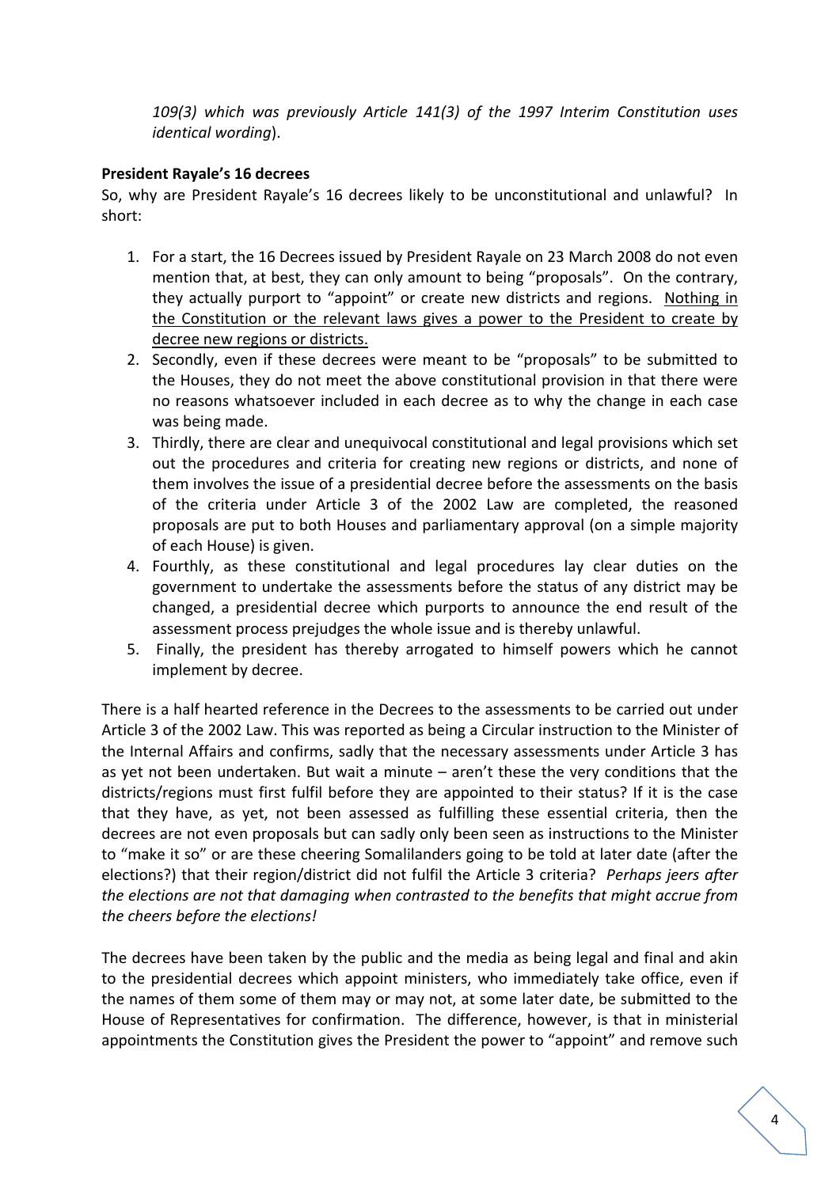*109(3) which was previously Article 141(3) of the 1997 Interim Constitution uses identical wording*).

**President Rayale's 16 decrees**

So, why are President Rayale's 16 decrees likely to be unconstitutional and unlawful? In short:

1. For a start, the 16 Decrees issued by President Rayale on 23 March 2008 do not even mention that, at best, they can only amount to being "proposals". On the contrary, they actually purport to "appoint" or create new districts and regions. Nothing in the Constitution or the relevant laws gives a power to the President to create by decree new regions or districts.
2. Secondly, even if these decrees were meant to be "proposals" to be submitted to the Houses, they do not meet the above constitutional provision in that there were no reasons whatsoever included in each decree as to why the change in each case was being made.
3. Thirdly, there are clear and unequivocal constitutional and legal provisions which set out the procedures and criteria for creating new regions or districts, and none of them involves the issue of a presidential decree before the assessments on the basis of the criteria under Article 3 of the 2002 Law are completed, the reasoned proposals are put to both Houses and parliamentary approval (on a simple majority of each House) is given.
4. Fourthly, as these constitutional and legal procedures lay clear duties on the government to undertake the assessments before the status of any district may be changed, a presidential decree which purports to announce the end result of the assessment process prejudges the whole issue and is thereby unlawful.
5. Finally, the president has thereby arrogated to himself powers which he cannot implement by decree.

There is a half hearted reference in the Decrees to the assessments to be carried out under Article 3 of the 2002 Law. This was reported as being a Circular instruction to the Minister of the Internal Affairs and confirms, sadly that the necessary assessments under Article 3 has as yet not been undertaken. But wait a minute – aren't these the very conditions that the districts/regions must first fulfil before they are appointed to their status? If it is the case that they have, as yet, not been assessed as fulfilling these essential criteria, then the decrees are not even proposals but can sadly only been seen as instructions to the Minister to "make it so" or are these cheering Somalilanders going to be told at later date (after the elections?) that their region/district did not fulfil the Article 3 criteria? *Perhaps jeers after the elections are not that damaging when contrasted to the benefits that might accrue from the cheers before the elections!*

The decrees have been taken by the public and the media as being legal and final and akin to the presidential decrees which appoint ministers, who immediately take office, even if the names of them some of them may or may not, at some later date, be submitted to the House of Representatives for confirmation. The difference, however, is that in ministerial appointments the Constitution gives the President the power to "appoint" and remove such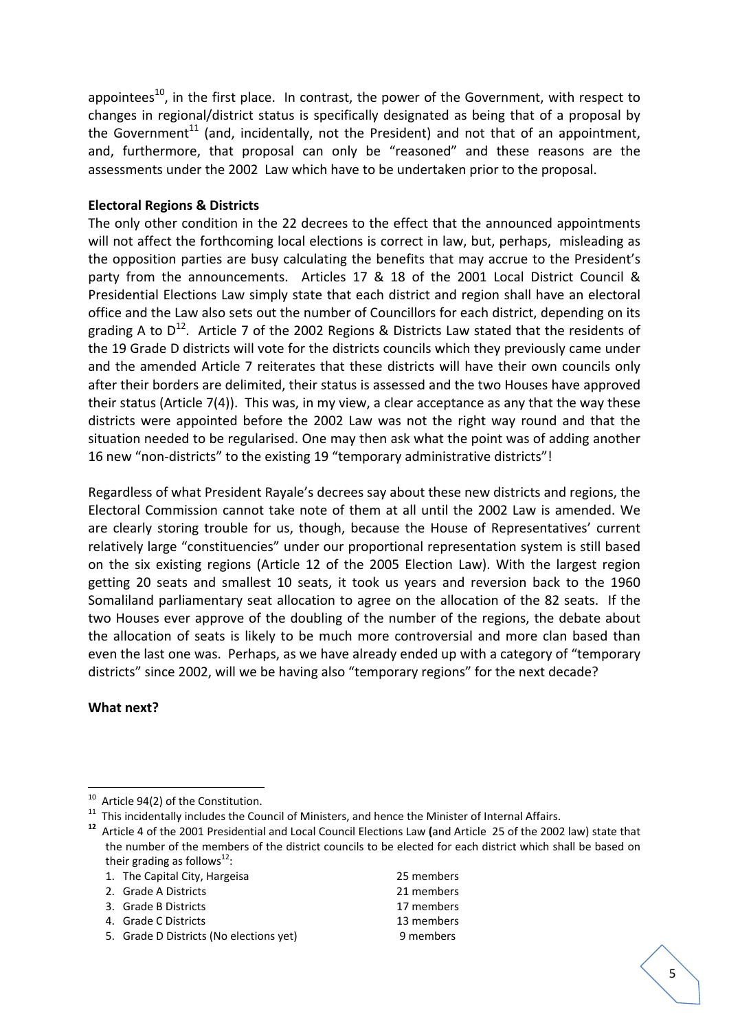appointees[10], in the first place. In contrast, the power of the Government, with respect to changes in regional/district status is specifically designated as being that of a proposal by the Government[11] (and, incidentally, not the President) and not that of an appointment, and, furthermore, that proposal can only be "reasoned" and these reasons are the assessments under the 2002 Law which have to be undertaken prior to the proposal.

**Electoral Regions & Districts**

The only other condition in the 22 decrees to the effect that the announced appointments will not affect the forthcoming local elections is correct in law, but, perhaps, misleading as the opposition parties are busy calculating the benefits that may accrue to the President's party from the announcements. Articles 17 & 18 of the 2001 Local District Council & Presidential Elections Law simply state that each district and region shall have an electoral office and the Law also sets out the number of Councillors for each district, depending on its grading A to D[12]. Article 7 of the 2002 Regions & Districts Law stated that the residents of the 19 Grade D districts will vote for the districts councils which they previously came under and the amended Article 7 reiterates that these districts will have their own councils only after their borders are delimited, their status is assessed and the two Houses have approved their status (Article 7(4)). This was, in my view, a clear acceptance as any that the way these districts were appointed before the 2002 Law was not the right way round and that the situation needed to be regularised. One may then ask what the point was of adding another 16 new "non-districts" to the existing 19 "temporary administrative districts"!

Regardless of what President Rayale's decrees say about these new districts and regions, the Electoral Commission cannot take note of them at all until the 2002 Law is amended. We are clearly storing trouble for us, though, because the House of Representatives' current relatively large "constituencies" under our proportional representation system is still based on the six existing regions (Article 12 of the 2005 Election Law). With the largest region getting 20 seats and smallest 10 seats, it took us years and reversion back to the 1960 Somaliland parliamentary seat allocation to agree on the allocation of the 82 seats. If the two Houses ever approve of the doubling of the number of the regions, the debate about the allocation of seats is likely to be much more controversial and more clan based than even the last one was. Perhaps, as we have already ended up with a category of "temporary districts" since 2002, will we be having also "temporary regions" for the next decade?

**What next?**

---

[10] Article 94(2) of the Constitution.

[11] This incidentally includes the Council of Ministers, and hence the Minister of Internal Affairs.

[12] Article 4 of the 2001 Presidential and Local Council Elections Law (and Article 25 of the 2002 law) state that the number of the members of the district councils to be elected for each district which shall be based on their grading as follows[12]:

1. The Capital City, Hargeisa — 25 members
2. Grade A Districts — 21 members
3. Grade B Districts — 17 members
4. Grade C Districts — 13 members
5. Grade D Districts (No elections yet) — 9 members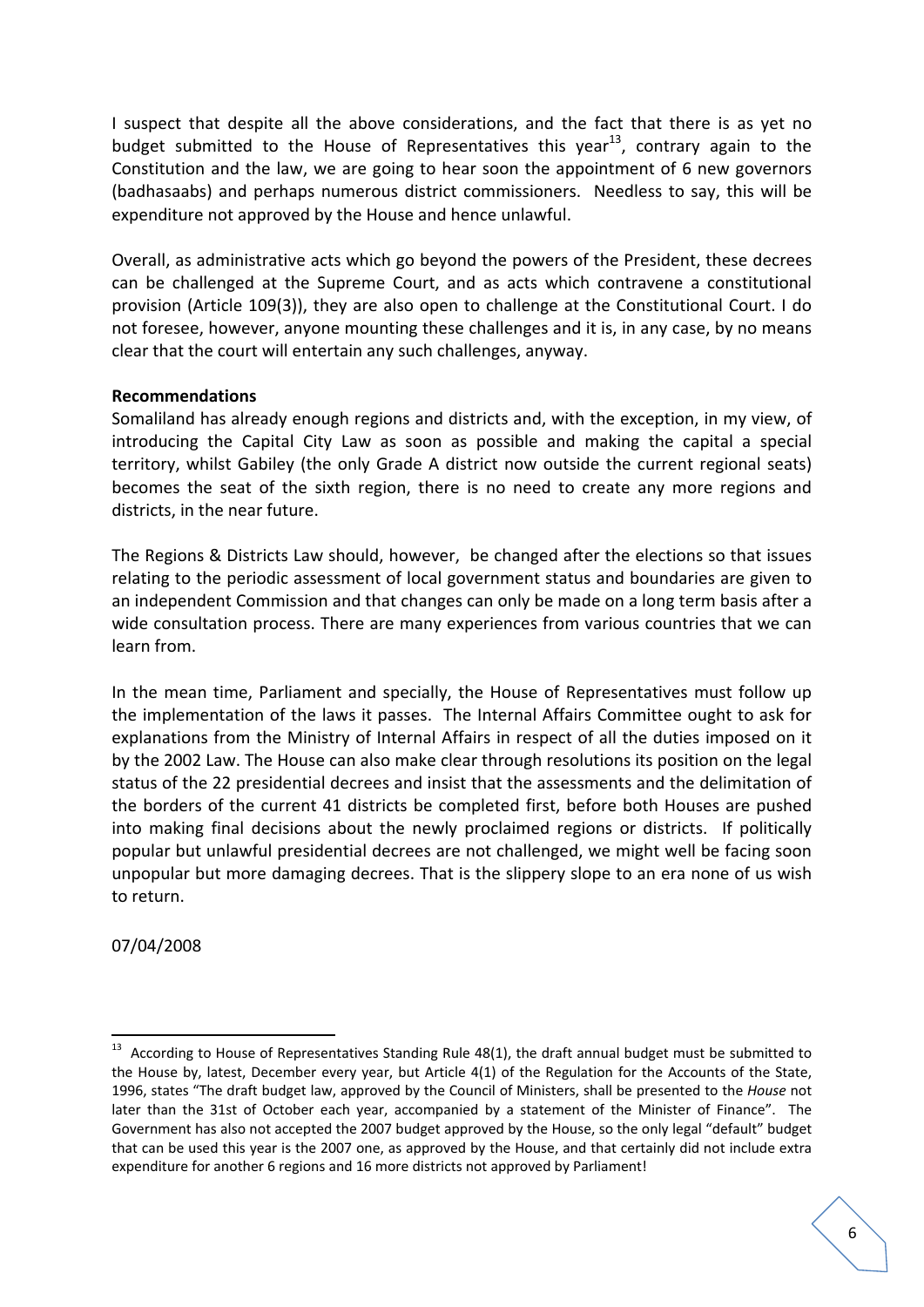I suspect that despite all the above considerations, and the fact that there is as yet no budget submitted to the House of Representatives this year[13], contrary again to the Constitution and the law, we are going to hear soon the appointment of 6 new governors (badhasaabs) and perhaps numerous district commissioners. Needless to say, this will be expenditure not approved by the House and hence unlawful.

Overall, as administrative acts which go beyond the powers of the President, these decrees can be challenged at the Supreme Court, and as acts which contravene a constitutional provision (Article 109(3)), they are also open to challenge at the Constitutional Court. I do not foresee, however, anyone mounting these challenges and it is, in any case, by no means clear that the court will entertain any such challenges, anyway.

**Recommendations**

Somaliland has already enough regions and districts and, with the exception, in my view, of introducing the Capital City Law as soon as possible and making the capital a special territory, whilst Gabiley (the only Grade A district now outside the current regional seats) becomes the seat of the sixth region, there is no need to create any more regions and districts, in the near future.

The Regions & Districts Law should, however, be changed after the elections so that issues relating to the periodic assessment of local government status and boundaries are given to an independent Commission and that changes can only be made on a long term basis after a wide consultation process. There are many experiences from various countries that we can learn from.

In the mean time, Parliament and specially, the House of Representatives must follow up the implementation of the laws it passes. The Internal Affairs Committee ought to ask for explanations from the Ministry of Internal Affairs in respect of all the duties imposed on it by the 2002 Law. The House can also make clear through resolutions its position on the legal status of the 22 presidential decrees and insist that the assessments and the delimitation of the borders of the current 41 districts be completed first, before both Houses are pushed into making final decisions about the newly proclaimed regions or districts. If politically popular but unlawful presidential decrees are not challenged, we might well be facing soon unpopular but more damaging decrees. That is the slippery slope to an era none of us wish to return.

07/04/2008

---

[13] According to House of Representatives Standing Rule 48(1), the draft annual budget must be submitted to the House by, latest, December every year, but Article 4(1) of the Regulation for the Accounts of the State, 1996, states "The draft budget law, approved by the Council of Ministers, shall be presented to the *House* not later than the 31st of October each year, accompanied by a statement of the Minister of Finance". The Government has also not accepted the 2007 budget approved by the House, so the only legal "default" budget that can be used this year is the 2007 one, as approved by the House, and that certainly did not include extra expenditure for another 6 regions and 16 more districts not approved by Parliament!